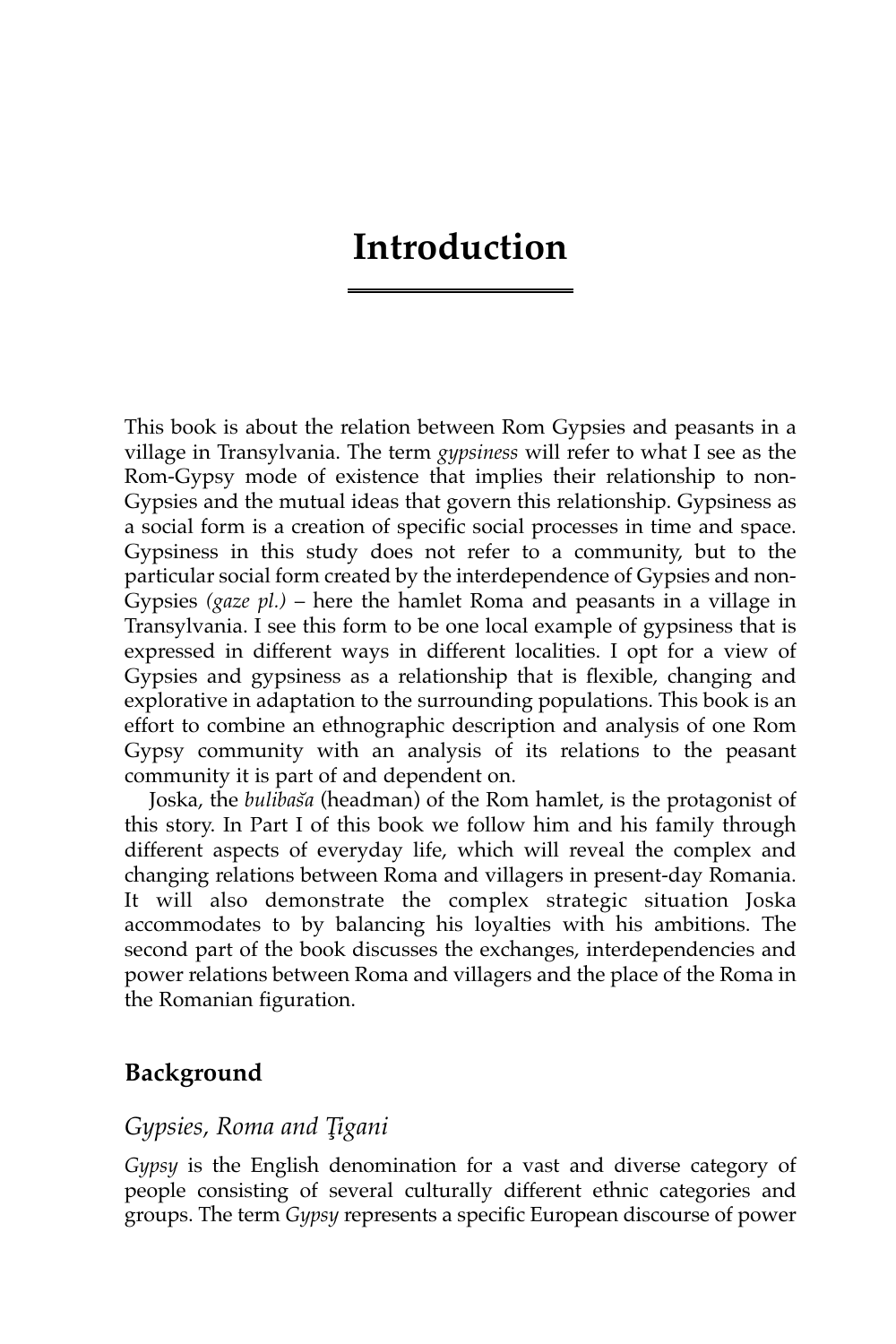# Introduction

This book is about the relation between Rom Gypsies and peasants in a village in Transylvania. The term *gypsiness* will refer to what I see as the Rom-Gypsy mode of existence that implies their relationship to non-Gypsies and the mutual ideas that govern this relationship. Gypsiness as a social form is a creation of specific social processes in time and space. Gypsiness in this study does not refer to a community, but to the particular social form created by the interdependence of Gypsies and non-Gypsies *(gaze pl.)* – here the hamlet Roma and peasants in a village in Transylvania. I see this form to be one local example of gypsiness that is expressed in different ways in different localities. I opt for a view of Gypsies and gypsiness as a relationship that is flexible, changing and explorative in adaptation to the surrounding populations. This book is an effort to combine an ethnographic description and analysis of one Rom Gypsy community with an analysis of its relations to the peasant community it is part of and dependent on.

Joska, the *bulibaša* (headman) of the Rom hamlet, is the protagonist of this story. In Part I of this book we follow him and his family through different aspects of everyday life, which will reveal the complex and changing relations between Roma and villagers in present-day Romania. It will also demonstrate the complex strategic situation Joska accommodates to by balancing his loyalties with his ambitions. The second part of the book discusses the exchanges, interdependencies and power relations between Roma and villagers and the place of the Roma in the Romanian figuration.

## Background

### *Gypsies, Roma and Ţigani*

*Gypsy* is the English denomination for a vast and diverse category of people consisting of several culturally different ethnic categories and groups. The term *Gypsy* represents a specific European discourse of power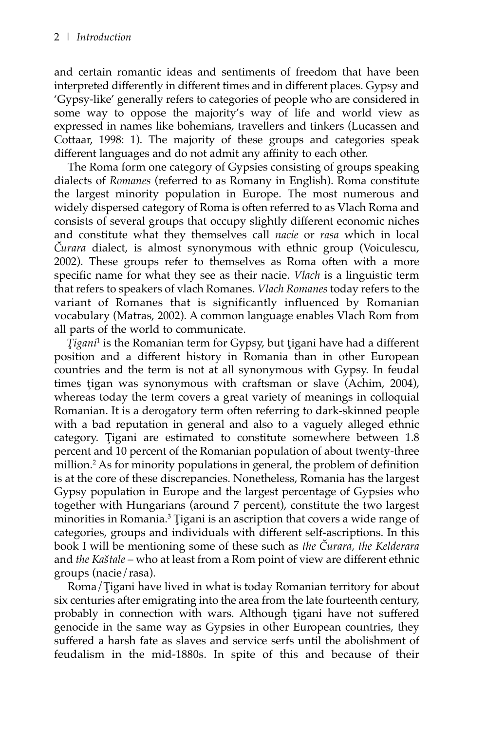and certain romantic ideas and sentiments of freedom that have been interpreted differently in different times and in different places. Gypsy and 'Gypsy-like' generally refers to categories of people who are considered in some way to oppose the majority's way of life and world view as expressed in names like bohemians, travellers and tinkers (Lucassen and Cottaar, 1998: 1). The majority of these groups and categories speak different languages and do not admit any affinity to each other.

The Roma form one category of Gypsies consisting of groups speaking dialects of *Romanes* (referred to as Romany in English). Roma constitute the largest minority population in Europe. The most numerous and widely dispersed category of Roma is often referred to as Vlach Roma and consists of several groups that occupy slightly different economic niches and constitute what they themselves call *nacie* or *rasa* which in local *Čurara* dialect, is almost synonymous with ethnic group (Voiculescu, 2002). These groups refer to themselves as Roma often with a more specific name for what they see as their nacie. *Vlach* is a linguistic term that refers to speakers of vlach Romanes. *Vlach Romanes* today refers to the variant of Romanes that is significantly influenced by Romanian vocabulary (Matras, 2002). A common language enables Vlach Rom from all parts of the world to communicate.

*Ţigani*[1] is the Romanian term for Gypsy, but ţigani have had a different position and a different history in Romania than in other European countries and the term is not at all synonymous with Gypsy. In feudal times ţigan was synonymous with craftsman or slave (Achim, 2004), whereas today the term covers a great variety of meanings in colloquial Romanian. It is a derogatory term often referring to dark-skinned people with a bad reputation in general and also to a vaguely alleged ethnic category. Ţigani are estimated to constitute somewhere between 1.8 percent and 10 percent of the Romanian population of about twenty-three million.[2] As for minority populations in general, the problem of definition is at the core of these discrepancies. Nonetheless, Romania has the largest Gypsy population in Europe and the largest percentage of Gypsies who together with Hungarians (around 7 percent), constitute the two largest minorities in Romania.[3] Ţigani is an ascription that covers a wide range of categories, groups and individuals with different self-ascriptions. In this book I will be mentioning some of these such as *the Čurara, the Kelderara* and *the Kaštale* – who at least from a Rom point of view are different ethnic groups (nacie/rasa).

Roma/Ţigani have lived in what is today Romanian territory for about six centuries after emigrating into the area from the late fourteenth century, probably in connection with wars. Although ţigani have not suffered genocide in the same way as Gypsies in other European countries, they suffered a harsh fate as slaves and service serfs until the abolishment of feudalism in the mid-1880s. In spite of this and because of their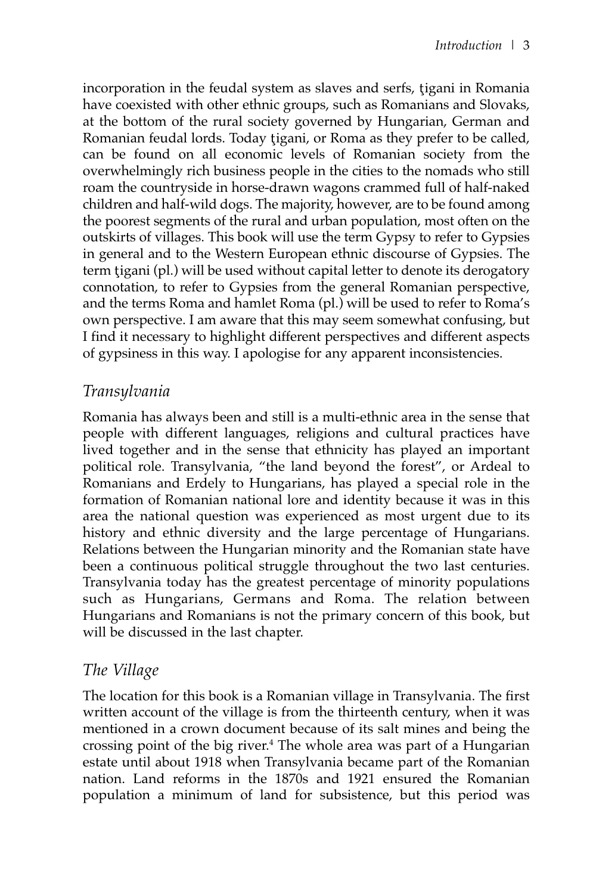incorporation in the feudal system as slaves and serfs, ţigani in Romania have coexisted with other ethnic groups, such as Romanians and Slovaks, at the bottom of the rural society governed by Hungarian, German and Romanian feudal lords. Today ţigani, or Roma as they prefer to be called, can be found on all economic levels of Romanian society from the overwhelmingly rich business people in the cities to the nomads who still roam the countryside in horse-drawn wagons crammed full of half-naked children and half-wild dogs. The majority, however, are to be found among the poorest segments of the rural and urban population, most often on the outskirts of villages. This book will use the term Gypsy to refer to Gypsies in general and to the Western European ethnic discourse of Gypsies. The term ţigani (pl.) will be used without capital letter to denote its derogatory connotation, to refer to Gypsies from the general Romanian perspective, and the terms Roma and hamlet Roma (pl.) will be used to refer to Roma's own perspective. I am aware that this may seem somewhat confusing, but I find it necessary to highlight different perspectives and different aspects of gypsiness in this way. I apologise for any apparent inconsistencies.

## *Transylvania*

Romania has always been and still is a multi-ethnic area in the sense that people with different languages, religions and cultural practices have lived together and in the sense that ethnicity has played an important political role. Transylvania, "the land beyond the forest", or Ardeal to Romanians and Erdely to Hungarians, has played a special role in the formation of Romanian national lore and identity because it was in this area the national question was experienced as most urgent due to its history and ethnic diversity and the large percentage of Hungarians. Relations between the Hungarian minority and the Romanian state have been a continuous political struggle throughout the two last centuries. Transylvania today has the greatest percentage of minority populations such as Hungarians, Germans and Roma. The relation between Hungarians and Romanians is not the primary concern of this book, but will be discussed in the last chapter.

## *The Village*

The location for this book is a Romanian village in Transylvania. The first written account of the village is from the thirteenth century, when it was mentioned in a crown document because of its salt mines and being the crossing point of the big river.[4] The whole area was part of a Hungarian estate until about 1918 when Transylvania became part of the Romanian nation. Land reforms in the 1870s and 1921 ensured the Romanian population a minimum of land for subsistence, but this period was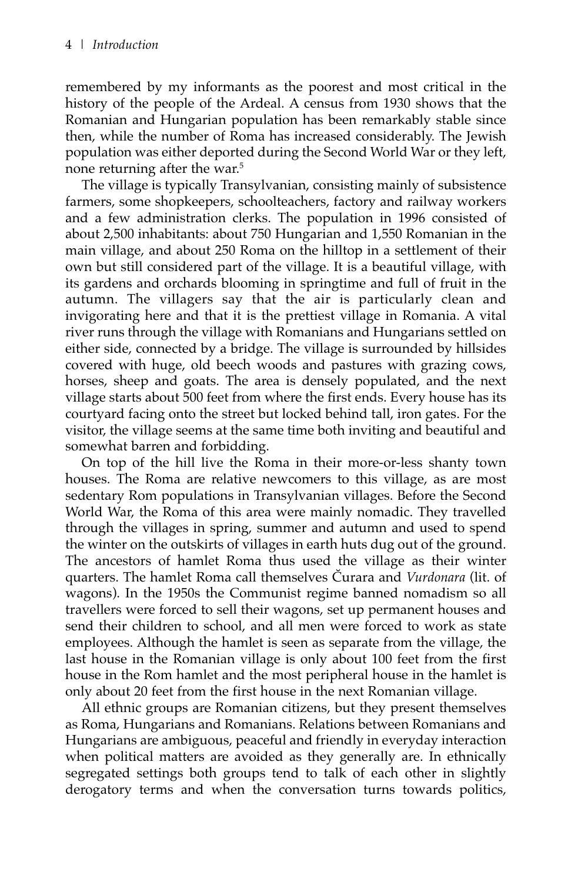remembered by my informants as the poorest and most critical in the history of the people of the Ardeal. A census from 1930 shows that the Romanian and Hungarian population has been remarkably stable since then, while the number of Roma has increased considerably. The Jewish population was either deported during the Second World War or they left, none returning after the war.[5]

The village is typically Transylvanian, consisting mainly of subsistence farmers, some shopkeepers, schoolteachers, factory and railway workers and a few administration clerks. The population in 1996 consisted of about 2,500 inhabitants: about 750 Hungarian and 1,550 Romanian in the main village, and about 250 Roma on the hilltop in a settlement of their own but still considered part of the village. It is a beautiful village, with its gardens and orchards blooming in springtime and full of fruit in the autumn. The villagers say that the air is particularly clean and invigorating here and that it is the prettiest village in Romania. A vital river runs through the village with Romanians and Hungarians settled on either side, connected by a bridge. The village is surrounded by hillsides covered with huge, old beech woods and pastures with grazing cows, horses, sheep and goats. The area is densely populated, and the next village starts about 500 feet from where the first ends. Every house has its courtyard facing onto the street but locked behind tall, iron gates. For the visitor, the village seems at the same time both inviting and beautiful and somewhat barren and forbidding.

On top of the hill live the Roma in their more-or-less shanty town houses. The Roma are relative newcomers to this village, as are most sedentary Rom populations in Transylvanian villages. Before the Second World War, the Roma of this area were mainly nomadic. They travelled through the villages in spring, summer and autumn and used to spend the winter on the outskirts of villages in earth huts dug out of the ground. The ancestors of hamlet Roma thus used the village as their winter quarters. The hamlet Roma call themselves Čurara and *Vurdonara* (lit. of wagons). In the 1950s the Communist regime banned nomadism so all travellers were forced to sell their wagons, set up permanent houses and send their children to school, and all men were forced to work as state employees. Although the hamlet is seen as separate from the village, the last house in the Romanian village is only about 100 feet from the first house in the Rom hamlet and the most peripheral house in the hamlet is only about 20 feet from the first house in the next Romanian village.

All ethnic groups are Romanian citizens, but they present themselves as Roma, Hungarians and Romanians. Relations between Romanians and Hungarians are ambiguous, peaceful and friendly in everyday interaction when political matters are avoided as they generally are. In ethnically segregated settings both groups tend to talk of each other in slightly derogatory terms and when the conversation turns towards politics,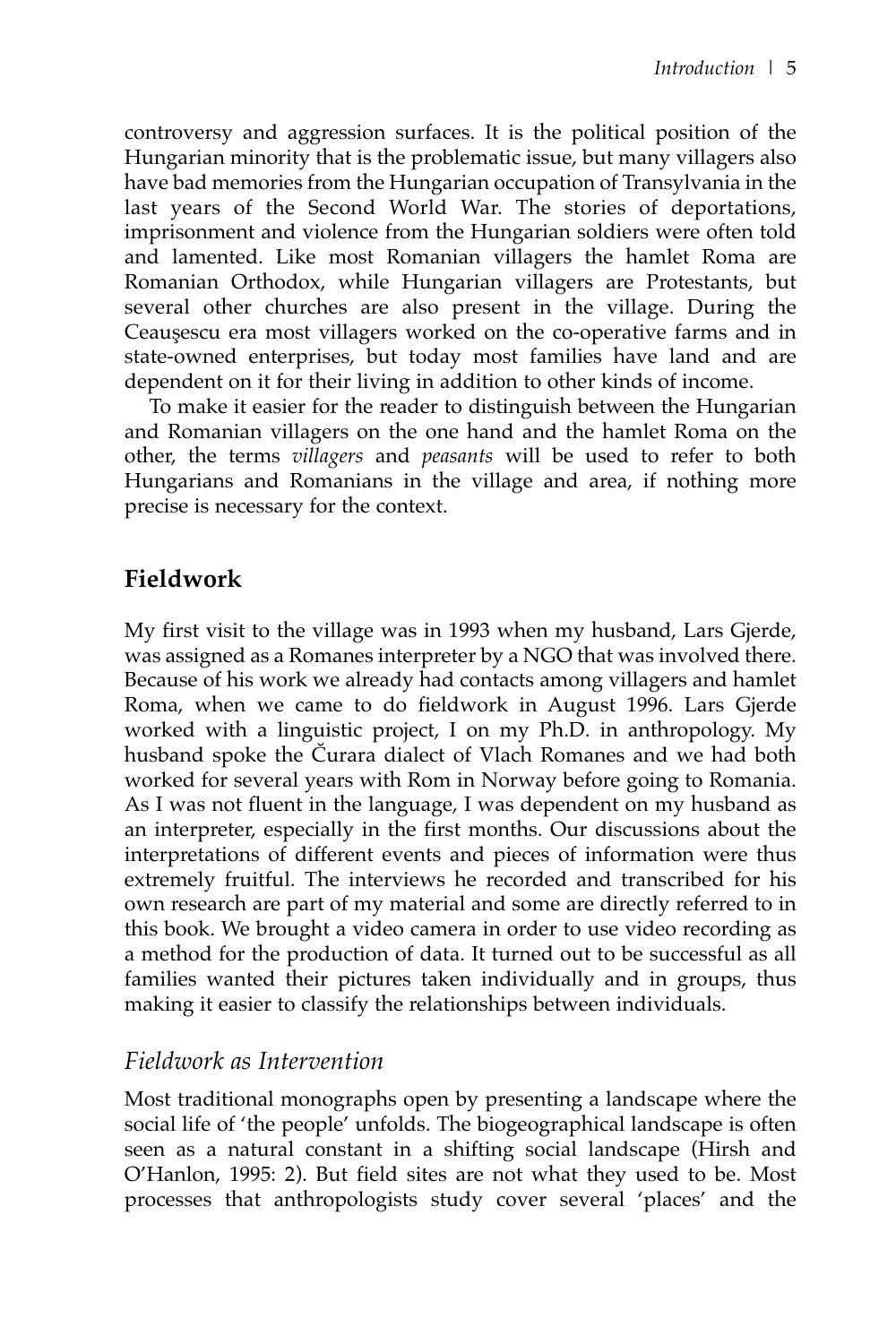controversy and aggression surfaces. It is the political position of the Hungarian minority that is the problematic issue, but many villagers also have bad memories from the Hungarian occupation of Transylvania in the last years of the Second World War. The stories of deportations, imprisonment and violence from the Hungarian soldiers were often told and lamented. Like most Romanian villagers the hamlet Roma are Romanian Orthodox, while Hungarian villagers are Protestants, but several other churches are also present in the village. During the Ceauşescu era most villagers worked on the co-operative farms and in state-owned enterprises, but today most families have land and are dependent on it for their living in addition to other kinds of income.

To make it easier for the reader to distinguish between the Hungarian and Romanian villagers on the one hand and the hamlet Roma on the other, the terms *villagers* and *peasants* will be used to refer to both Hungarians and Romanians in the village and area, if nothing more precise is necessary for the context.

## Fieldwork

My first visit to the village was in 1993 when my husband, Lars Gjerde, was assigned as a Romanes interpreter by a NGO that was involved there. Because of his work we already had contacts among villagers and hamlet Roma, when we came to do fieldwork in August 1996. Lars Gjerde worked with a linguistic project, I on my Ph.D. in anthropology. My husband spoke the Čurara dialect of Vlach Romanes and we had both worked for several years with Rom in Norway before going to Romania. As I was not fluent in the language, I was dependent on my husband as an interpreter, especially in the first months. Our discussions about the interpretations of different events and pieces of information were thus extremely fruitful. The interviews he recorded and transcribed for his own research are part of my material and some are directly referred to in this book. We brought a video camera in order to use video recording as a method for the production of data. It turned out to be successful as all families wanted their pictures taken individually and in groups, thus making it easier to classify the relationships between individuals.

### *Fieldwork as Intervention*

Most traditional monographs open by presenting a landscape where the social life of 'the people' unfolds. The biogeographical landscape is often seen as a natural constant in a shifting social landscape (Hirsh and O'Hanlon, 1995: 2). But field sites are not what they used to be. Most processes that anthropologists study cover several 'places' and the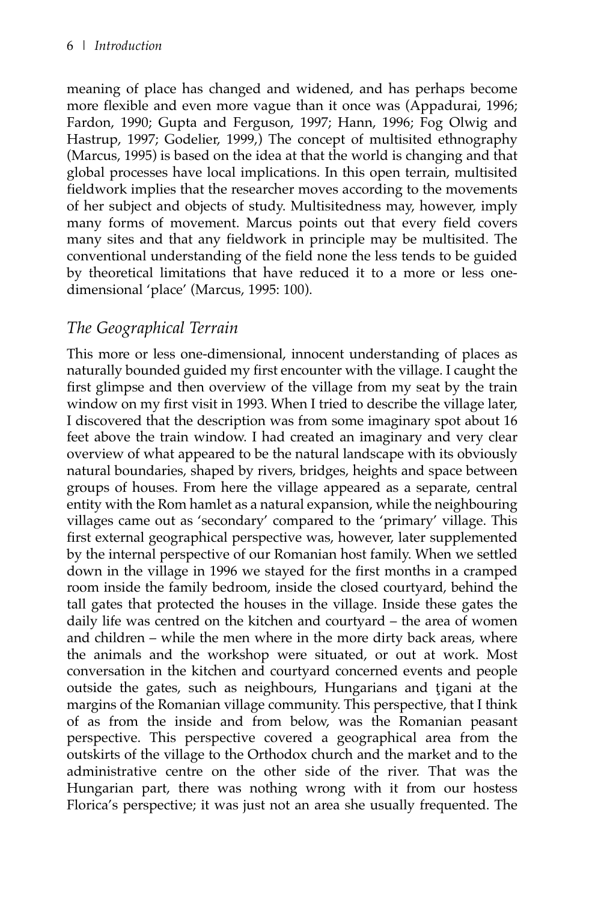meaning of place has changed and widened, and has perhaps become more flexible and even more vague than it once was (Appadurai, 1996; Fardon, 1990; Gupta and Ferguson, 1997; Hann, 1996; Fog Olwig and Hastrup, 1997; Godelier, 1999,) The concept of multisited ethnography (Marcus, 1995) is based on the idea at that the world is changing and that global processes have local implications. In this open terrain, multisited fieldwork implies that the researcher moves according to the movements of her subject and objects of study. Multisitedness may, however, imply many forms of movement. Marcus points out that every field covers many sites and that any fieldwork in principle may be multisited. The conventional understanding of the field none the less tends to be guided by theoretical limitations that have reduced it to a more or less one-dimensional 'place' (Marcus, 1995: 100).

## *The Geographical Terrain*

This more or less one-dimensional, innocent understanding of places as naturally bounded guided my first encounter with the village. I caught the first glimpse and then overview of the village from my seat by the train window on my first visit in 1993. When I tried to describe the village later, I discovered that the description was from some imaginary spot about 16 feet above the train window. I had created an imaginary and very clear overview of what appeared to be the natural landscape with its obviously natural boundaries, shaped by rivers, bridges, heights and space between groups of houses. From here the village appeared as a separate, central entity with the Rom hamlet as a natural expansion, while the neighbouring villages came out as 'secondary' compared to the 'primary' village. This first external geographical perspective was, however, later supplemented by the internal perspective of our Romanian host family. When we settled down in the village in 1996 we stayed for the first months in a cramped room inside the family bedroom, inside the closed courtyard, behind the tall gates that protected the houses in the village. Inside these gates the daily life was centred on the kitchen and courtyard – the area of women and children – while the men where in the more dirty back areas, where the animals and the workshop were situated, or out at work. Most conversation in the kitchen and courtyard concerned events and people outside the gates, such as neighbours, Hungarians and ţigani at the margins of the Romanian village community. This perspective, that I think of as from the inside and from below, was the Romanian peasant perspective. This perspective covered a geographical area from the outskirts of the village to the Orthodox church and the market and to the administrative centre on the other side of the river. That was the Hungarian part, there was nothing wrong with it from our hostess Florica's perspective; it was just not an area she usually frequented. The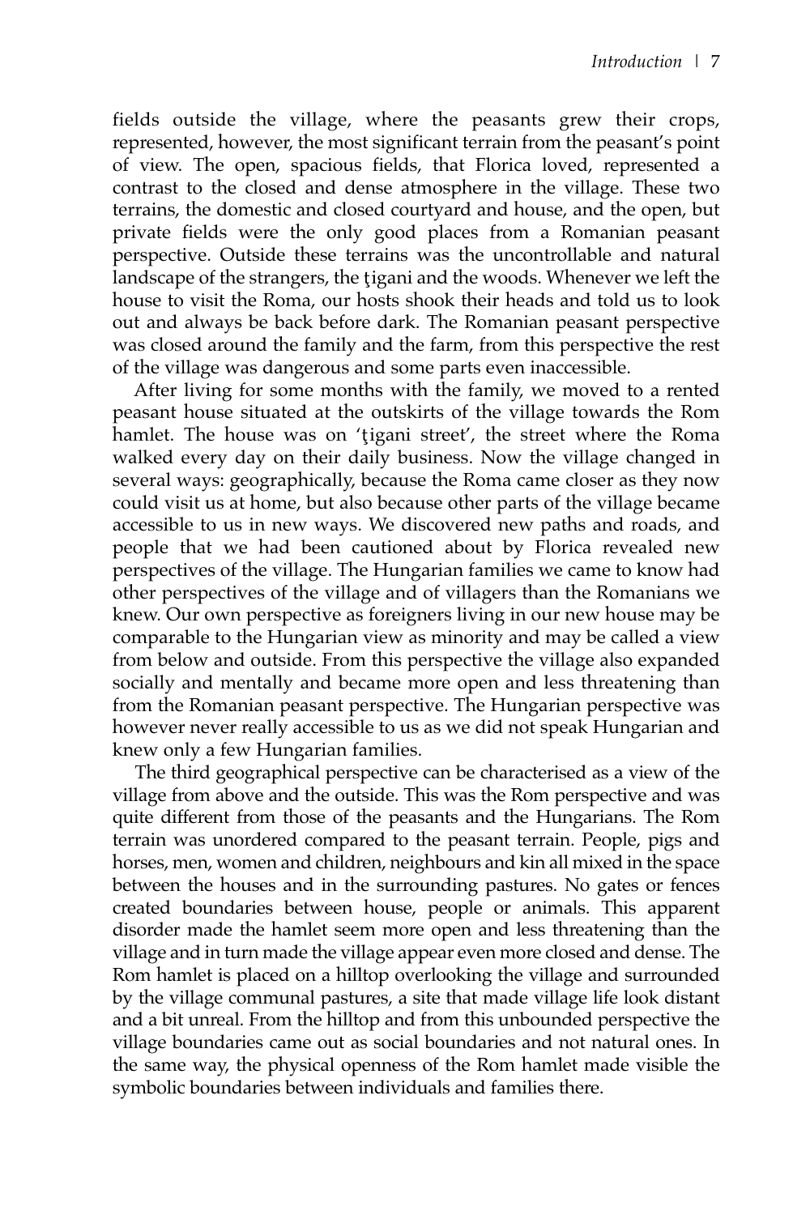fields outside the village, where the peasants grew their crops, represented, however, the most significant terrain from the peasant's point of view. The open, spacious fields, that Florica loved, represented a contrast to the closed and dense atmosphere in the village. These two terrains, the domestic and closed courtyard and house, and the open, but private fields were the only good places from a Romanian peasant perspective. Outside these terrains was the uncontrollable and natural landscape of the strangers, the ţigani and the woods. Whenever we left the house to visit the Roma, our hosts shook their heads and told us to look out and always be back before dark. The Romanian peasant perspective was closed around the family and the farm, from this perspective the rest of the village was dangerous and some parts even inaccessible.

After living for some months with the family, we moved to a rented peasant house situated at the outskirts of the village towards the Rom hamlet. The house was on 'ţigani street', the street where the Roma walked every day on their daily business. Now the village changed in several ways: geographically, because the Roma came closer as they now could visit us at home, but also because other parts of the village became accessible to us in new ways. We discovered new paths and roads, and people that we had been cautioned about by Florica revealed new perspectives of the village. The Hungarian families we came to know had other perspectives of the village and of villagers than the Romanians we knew. Our own perspective as foreigners living in our new house may be comparable to the Hungarian view as minority and may be called a view from below and outside. From this perspective the village also expanded socially and mentally and became more open and less threatening than from the Romanian peasant perspective. The Hungarian perspective was however never really accessible to us as we did not speak Hungarian and knew only a few Hungarian families.

The third geographical perspective can be characterised as a view of the village from above and the outside. This was the Rom perspective and was quite different from those of the peasants and the Hungarians. The Rom terrain was unordered compared to the peasant terrain. People, pigs and horses, men, women and children, neighbours and kin all mixed in the space between the houses and in the surrounding pastures. No gates or fences created boundaries between house, people or animals. This apparent disorder made the hamlet seem more open and less threatening than the village and in turn made the village appear even more closed and dense. The Rom hamlet is placed on a hilltop overlooking the village and surrounded by the village communal pastures, a site that made village life look distant and a bit unreal. From the hilltop and from this unbounded perspective the village boundaries came out as social boundaries and not natural ones. In the same way, the physical openness of the Rom hamlet made visible the symbolic boundaries between individuals and families there.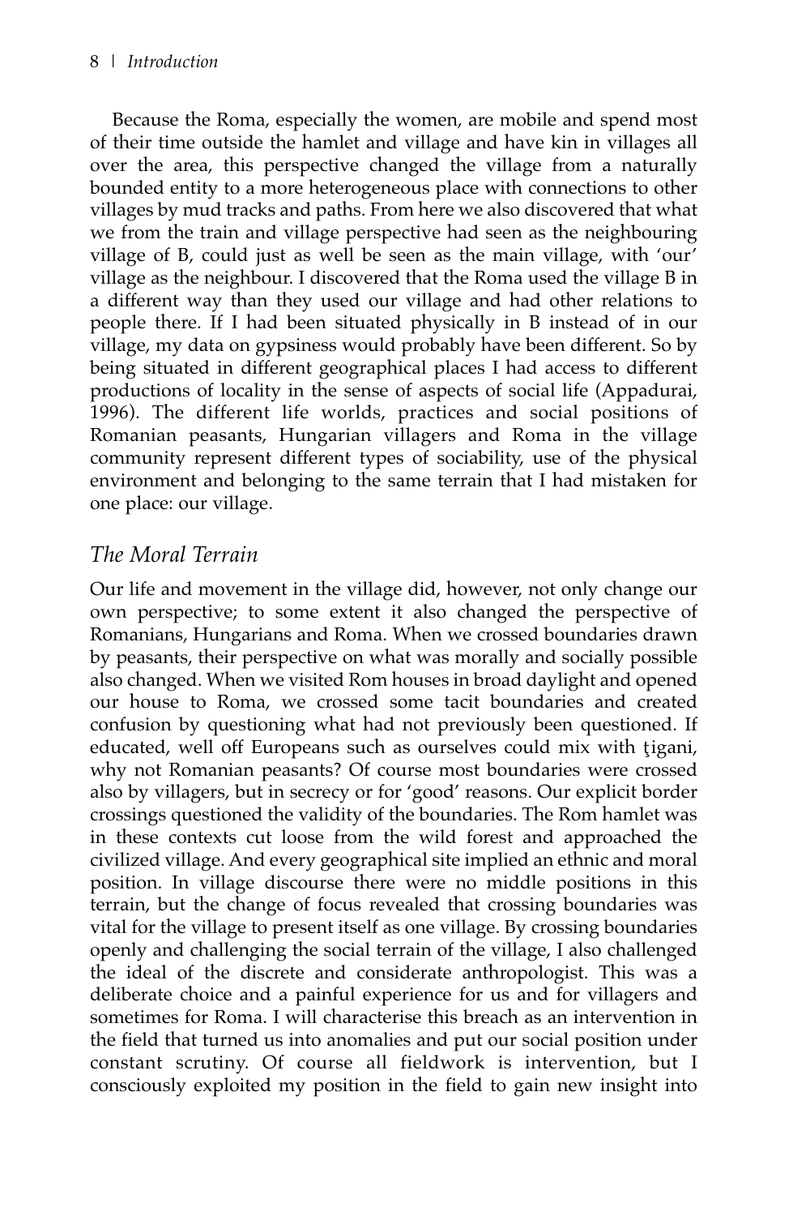Because the Roma, especially the women, are mobile and spend most of their time outside the hamlet and village and have kin in villages all over the area, this perspective changed the village from a naturally bounded entity to a more heterogeneous place with connections to other villages by mud tracks and paths. From here we also discovered that what we from the train and village perspective had seen as the neighbouring village of B, could just as well be seen as the main village, with 'our' village as the neighbour. I discovered that the Roma used the village B in a different way than they used our village and had other relations to people there. If I had been situated physically in B instead of in our village, my data on gypsiness would probably have been different. So by being situated in different geographical places I had access to different productions of locality in the sense of aspects of social life (Appadurai, 1996). The different life worlds, practices and social positions of Romanian peasants, Hungarian villagers and Roma in the village community represent different types of sociability, use of the physical environment and belonging to the same terrain that I had mistaken for one place: our village.

## *The Moral Terrain*

Our life and movement in the village did, however, not only change our own perspective; to some extent it also changed the perspective of Romanians, Hungarians and Roma. When we crossed boundaries drawn by peasants, their perspective on what was morally and socially possible also changed. When we visited Rom houses in broad daylight and opened our house to Roma, we crossed some tacit boundaries and created confusion by questioning what had not previously been questioned. If educated, well off Europeans such as ourselves could mix with ţigani, why not Romanian peasants? Of course most boundaries were crossed also by villagers, but in secrecy or for 'good' reasons. Our explicit border crossings questioned the validity of the boundaries. The Rom hamlet was in these contexts cut loose from the wild forest and approached the civilized village. And every geographical site implied an ethnic and moral position. In village discourse there were no middle positions in this terrain, but the change of focus revealed that crossing boundaries was vital for the village to present itself as one village. By crossing boundaries openly and challenging the social terrain of the village, I also challenged the ideal of the discrete and considerate anthropologist. This was a deliberate choice and a painful experience for us and for villagers and sometimes for Roma. I will characterise this breach as an intervention in the field that turned us into anomalies and put our social position under constant scrutiny. Of course all fieldwork is intervention, but I consciously exploited my position in the field to gain new insight into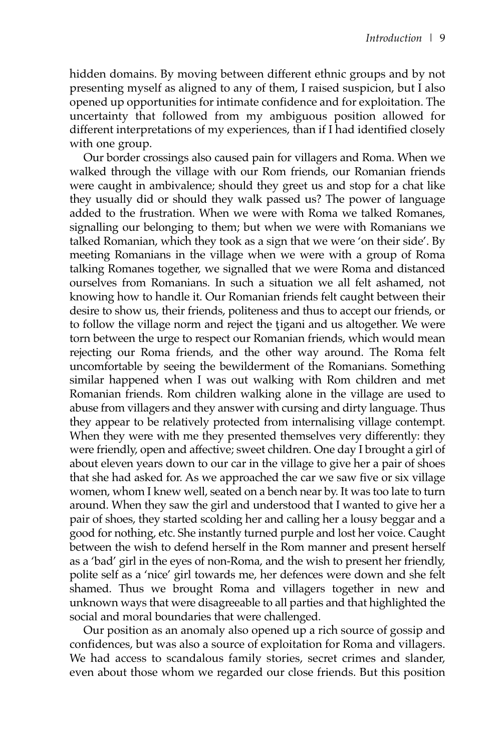hidden domains. By moving between different ethnic groups and by not presenting myself as aligned to any of them, I raised suspicion, but I also opened up opportunities for intimate confidence and for exploitation. The uncertainty that followed from my ambiguous position allowed for different interpretations of my experiences, than if I had identified closely with one group.

Our border crossings also caused pain for villagers and Roma. When we walked through the village with our Rom friends, our Romanian friends were caught in ambivalence; should they greet us and stop for a chat like they usually did or should they walk passed us? The power of language added to the frustration. When we were with Roma we talked Romanes, signalling our belonging to them; but when we were with Romanians we talked Romanian, which they took as a sign that we were 'on their side'. By meeting Romanians in the village when we were with a group of Roma talking Romanes together, we signalled that we were Roma and distanced ourselves from Romanians. In such a situation we all felt ashamed, not knowing how to handle it. Our Romanian friends felt caught between their desire to show us, their friends, politeness and thus to accept our friends, or to follow the village norm and reject the ţigani and us altogether. We were torn between the urge to respect our Romanian friends, which would mean rejecting our Roma friends, and the other way around. The Roma felt uncomfortable by seeing the bewilderment of the Romanians. Something similar happened when I was out walking with Rom children and met Romanian friends. Rom children walking alone in the village are used to abuse from villagers and they answer with cursing and dirty language. Thus they appear to be relatively protected from internalising village contempt. When they were with me they presented themselves very differently: they were friendly, open and affective; sweet children. One day I brought a girl of about eleven years down to our car in the village to give her a pair of shoes that she had asked for. As we approached the car we saw five or six village women, whom I knew well, seated on a bench near by. It was too late to turn around. When they saw the girl and understood that I wanted to give her a pair of shoes, they started scolding her and calling her a lousy beggar and a good for nothing, etc. She instantly turned purple and lost her voice. Caught between the wish to defend herself in the Rom manner and present herself as a 'bad' girl in the eyes of non-Roma, and the wish to present her friendly, polite self as a 'nice' girl towards me, her defences were down and she felt shamed. Thus we brought Roma and villagers together in new and unknown ways that were disagreeable to all parties and that highlighted the social and moral boundaries that were challenged.

Our position as an anomaly also opened up a rich source of gossip and confidences, but was also a source of exploitation for Roma and villagers. We had access to scandalous family stories, secret crimes and slander, even about those whom we regarded our close friends. But this position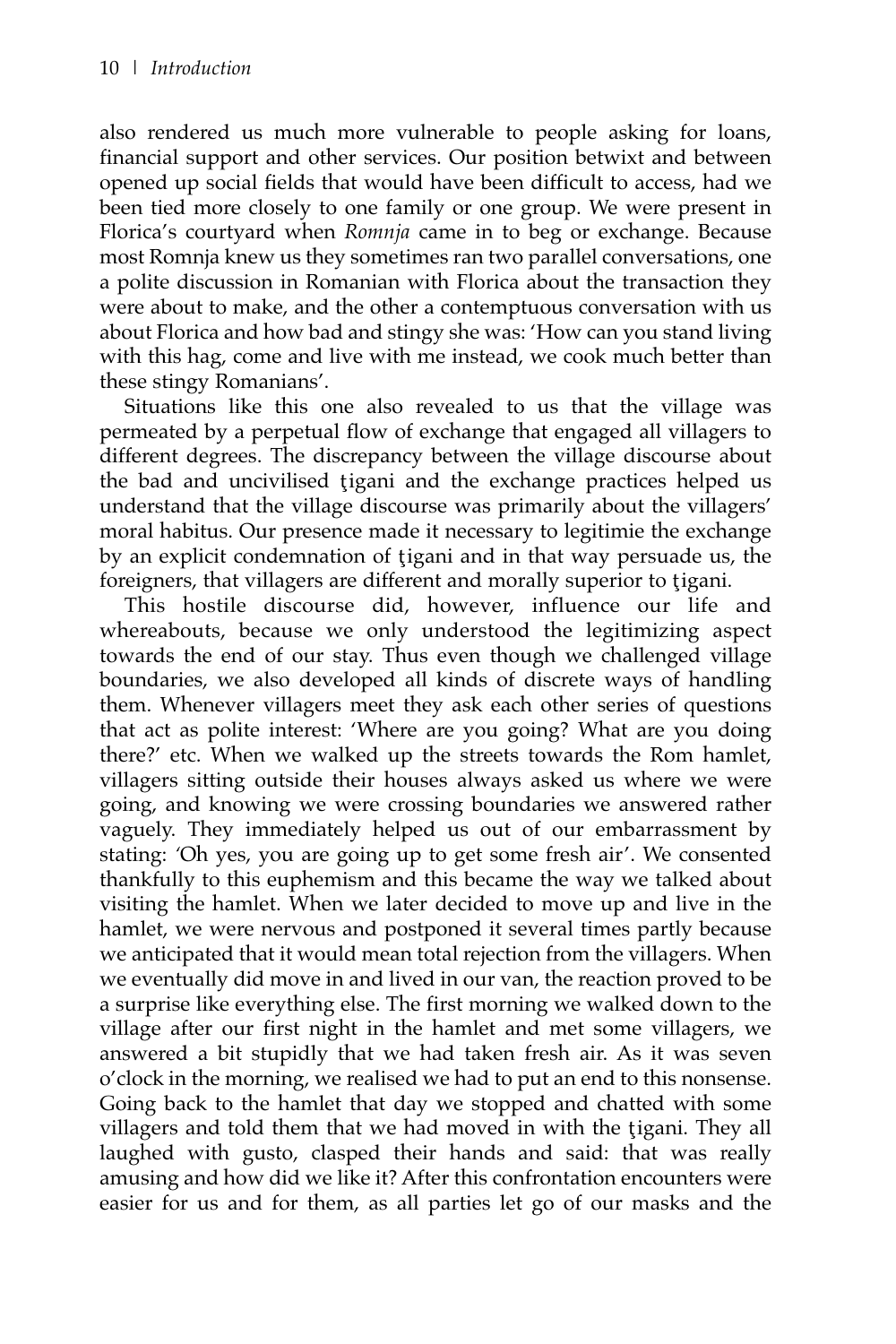also rendered us much more vulnerable to people asking for loans, financial support and other services. Our position betwixt and between opened up social fields that would have been difficult to access, had we been tied more closely to one family or one group. We were present in Florica's courtyard when *Romnja* came in to beg or exchange. Because most Romnja knew us they sometimes ran two parallel conversations, one a polite discussion in Romanian with Florica about the transaction they were about to make, and the other a contemptuous conversation with us about Florica and how bad and stingy she was: 'How can you stand living with this hag, come and live with me instead, we cook much better than these stingy Romanians'.

Situations like this one also revealed to us that the village was permeated by a perpetual flow of exchange that engaged all villagers to different degrees. The discrepancy between the village discourse about the bad and uncivilised ţigani and the exchange practices helped us understand that the village discourse was primarily about the villagers' moral habitus. Our presence made it necessary to legitimie the exchange by an explicit condemnation of ţigani and in that way persuade us, the foreigners, that villagers are different and morally superior to ţigani.

This hostile discourse did, however, influence our life and whereabouts, because we only understood the legitimizing aspect towards the end of our stay. Thus even though we challenged village boundaries, we also developed all kinds of discrete ways of handling them. Whenever villagers meet they ask each other series of questions that act as polite interest: 'Where are you going? What are you doing there?' etc. When we walked up the streets towards the Rom hamlet, villagers sitting outside their houses always asked us where we were going, and knowing we were crossing boundaries we answered rather vaguely. They immediately helped us out of our embarrassment by stating: 'Oh yes, you are going up to get some fresh air'. We consented thankfully to this euphemism and this became the way we talked about visiting the hamlet. When we later decided to move up and live in the hamlet, we were nervous and postponed it several times partly because we anticipated that it would mean total rejection from the villagers. When we eventually did move in and lived in our van, the reaction proved to be a surprise like everything else. The first morning we walked down to the village after our first night in the hamlet and met some villagers, we answered a bit stupidly that we had taken fresh air. As it was seven o'clock in the morning, we realised we had to put an end to this nonsense. Going back to the hamlet that day we stopped and chatted with some villagers and told them that we had moved in with the ţigani. They all laughed with gusto, clasped their hands and said: that was really amusing and how did we like it? After this confrontation encounters were easier for us and for them, as all parties let go of our masks and the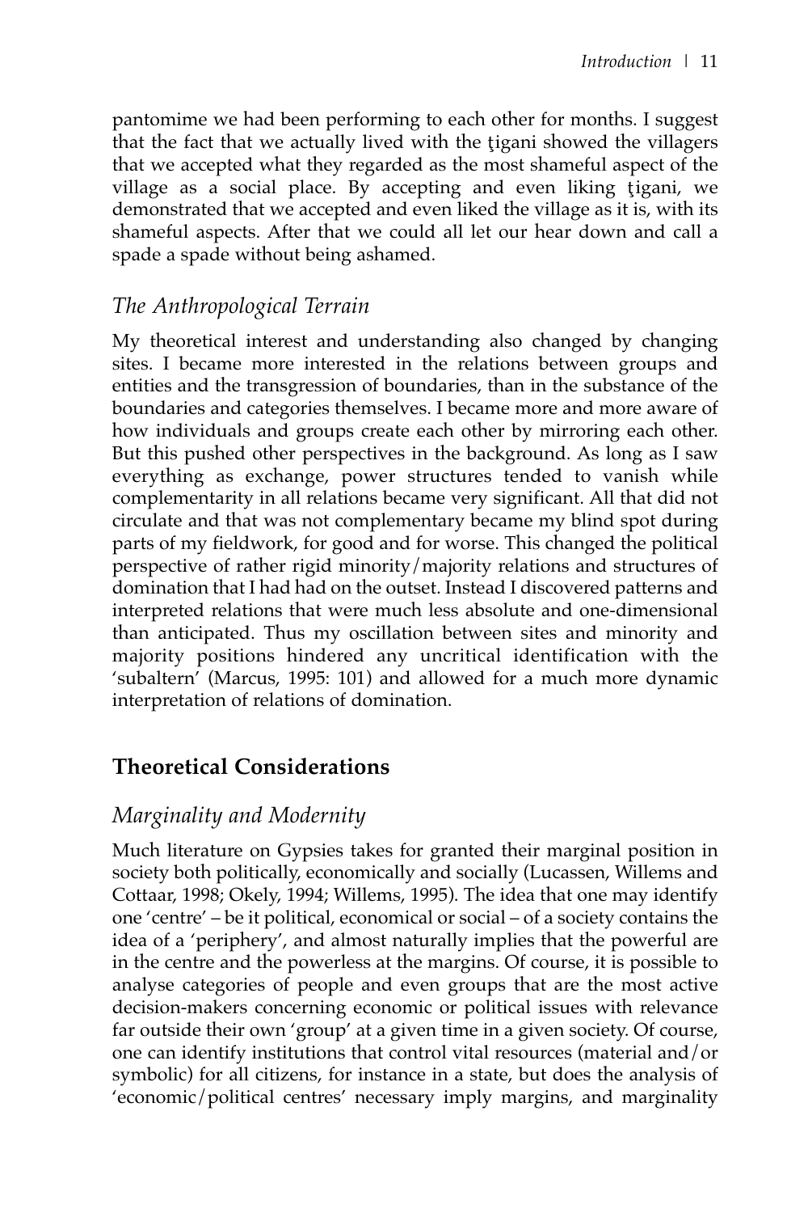pantomime we had been performing to each other for months. I suggest that the fact that we actually lived with the ţigani showed the villagers that we accepted what they regarded as the most shameful aspect of the village as a social place. By accepting and even liking ţigani, we demonstrated that we accepted and even liked the village as it is, with its shameful aspects. After that we could all let our hear down and call a spade a spade without being ashamed.

### *The Anthropological Terrain*

My theoretical interest and understanding also changed by changing sites. I became more interested in the relations between groups and entities and the transgression of boundaries, than in the substance of the boundaries and categories themselves. I became more and more aware of how individuals and groups create each other by mirroring each other. But this pushed other perspectives in the background. As long as I saw everything as exchange, power structures tended to vanish while complementarity in all relations became very significant. All that did not circulate and that was not complementary became my blind spot during parts of my fieldwork, for good and for worse. This changed the political perspective of rather rigid minority/majority relations and structures of domination that I had had on the outset. Instead I discovered patterns and interpreted relations that were much less absolute and one-dimensional than anticipated. Thus my oscillation between sites and minority and majority positions hindered any uncritical identification with the 'subaltern' (Marcus, 1995: 101) and allowed for a much more dynamic interpretation of relations of domination.

## **Theoretical Considerations**

### *Marginality and Modernity*

Much literature on Gypsies takes for granted their marginal position in society both politically, economically and socially (Lucassen, Willems and Cottaar, 1998; Okely, 1994; Willems, 1995). The idea that one may identify one 'centre' – be it political, economical or social – of a society contains the idea of a 'periphery', and almost naturally implies that the powerful are in the centre and the powerless at the margins. Of course, it is possible to analyse categories of people and even groups that are the most active decision-makers concerning economic or political issues with relevance far outside their own 'group' at a given time in a given society. Of course, one can identify institutions that control vital resources (material and/or symbolic) for all citizens, for instance in a state, but does the analysis of 'economic/political centres' necessary imply margins, and marginality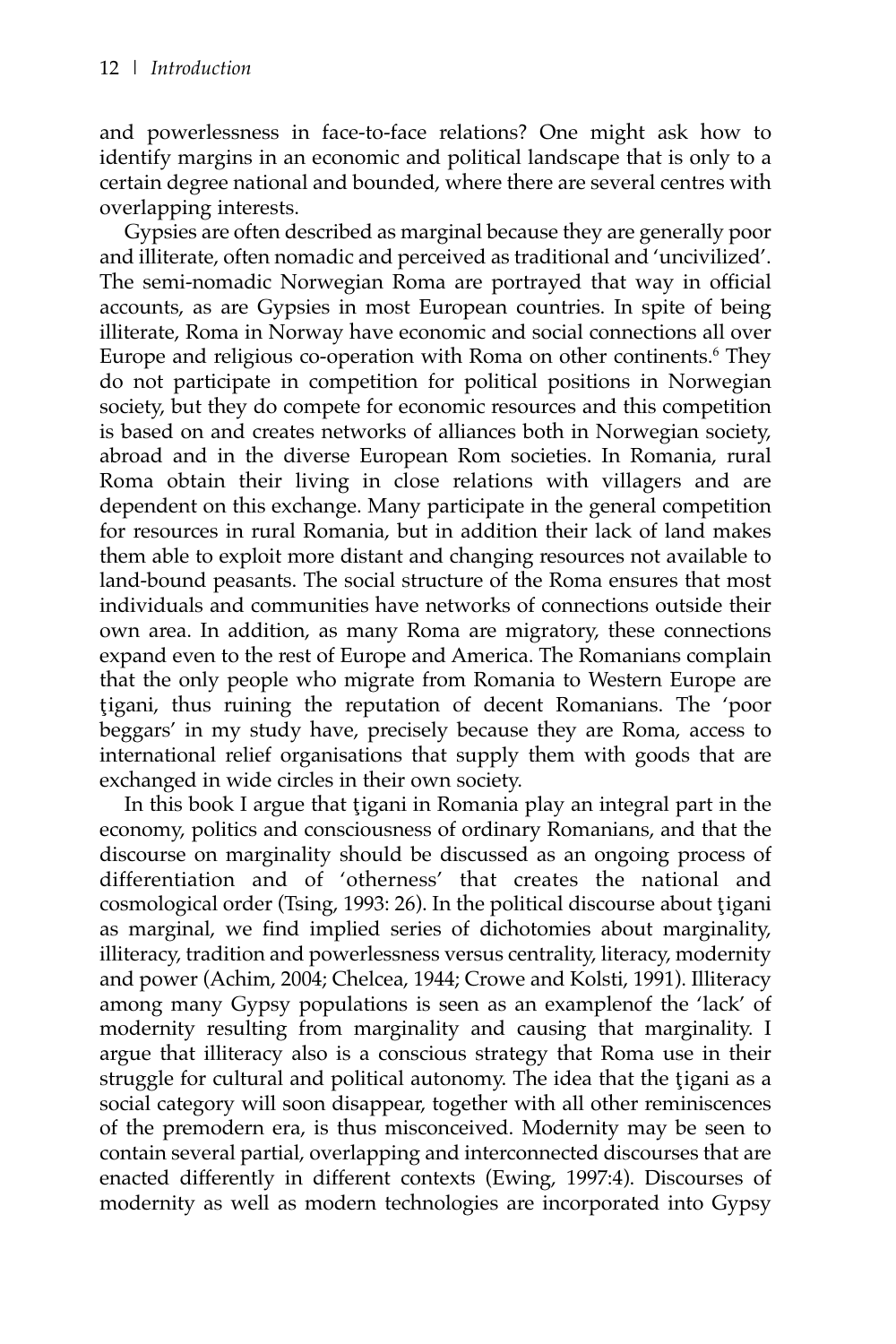and powerlessness in face-to-face relations? One might ask how to identify margins in an economic and political landscape that is only to a certain degree national and bounded, where there are several centres with overlapping interests.

Gypsies are often described as marginal because they are generally poor and illiterate, often nomadic and perceived as traditional and 'uncivilized'. The semi-nomadic Norwegian Roma are portrayed that way in official accounts, as are Gypsies in most European countries. In spite of being illiterate, Roma in Norway have economic and social connections all over Europe and religious co-operation with Roma on other continents.[6] They do not participate in competition for political positions in Norwegian society, but they do compete for economic resources and this competition is based on and creates networks of alliances both in Norwegian society, abroad and in the diverse European Rom societies. In Romania, rural Roma obtain their living in close relations with villagers and are dependent on this exchange. Many participate in the general competition for resources in rural Romania, but in addition their lack of land makes them able to exploit more distant and changing resources not available to land-bound peasants. The social structure of the Roma ensures that most individuals and communities have networks of connections outside their own area. In addition, as many Roma are migratory, these connections expand even to the rest of Europe and America. The Romanians complain that the only people who migrate from Romania to Western Europe are ţigani, thus ruining the reputation of decent Romanians. The 'poor beggars' in my study have, precisely because they are Roma, access to international relief organisations that supply them with goods that are exchanged in wide circles in their own society.

In this book I argue that ţigani in Romania play an integral part in the economy, politics and consciousness of ordinary Romanians, and that the discourse on marginality should be discussed as an ongoing process of differentiation and of 'otherness' that creates the national and cosmological order (Tsing, 1993: 26). In the political discourse about ţigani as marginal, we find implied series of dichotomies about marginality, illiteracy, tradition and powerlessness versus centrality, literacy, modernity and power (Achim, 2004; Chelcea, 1944; Crowe and Kolsti, 1991). Illiteracy among many Gypsy populations is seen as an examplenof the 'lack' of modernity resulting from marginality and causing that marginality. I argue that illiteracy also is a conscious strategy that Roma use in their struggle for cultural and political autonomy. The idea that the ţigani as a social category will soon disappear, together with all other reminiscences of the premodern era, is thus misconceived. Modernity may be seen to contain several partial, overlapping and interconnected discourses that are enacted differently in different contexts (Ewing, 1997:4). Discourses of modernity as well as modern technologies are incorporated into Gypsy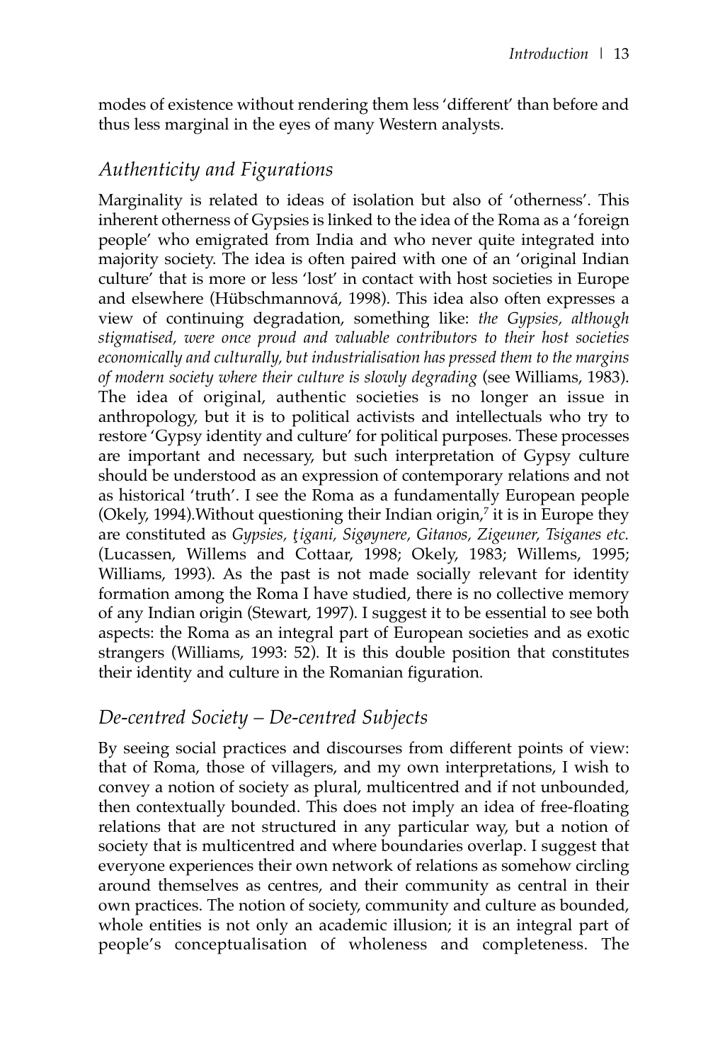modes of existence without rendering them less 'different' than before and thus less marginal in the eyes of many Western analysts.

## *Authenticity and Figurations*

Marginality is related to ideas of isolation but also of 'otherness'. This inherent otherness of Gypsies is linked to the idea of the Roma as a 'foreign people' who emigrated from India and who never quite integrated into majority society. The idea is often paired with one of an 'original Indian culture' that is more or less 'lost' in contact with host societies in Europe and elsewhere (Hübschmannová, 1998). This idea also often expresses a view of continuing degradation, something like: *the Gypsies, although stigmatised, were once proud and valuable contributors to their host societies economically and culturally, but industrialisation has pressed them to the margins of modern society where their culture is slowly degrading* (see Williams, 1983). The idea of original, authentic societies is no longer an issue in anthropology, but it is to political activists and intellectuals who try to restore 'Gypsy identity and culture' for political purposes. These processes are important and necessary, but such interpretation of Gypsy culture should be understood as an expression of contemporary relations and not as historical 'truth'. I see the Roma as a fundamentally European people (Okely, 1994).Without questioning their Indian origin,[7] it is in Europe they are constituted as *Gypsies, ţigani, Sigøynere, Gitanos, Zigeuner, Tsiganes etc.* (Lucassen, Willems and Cottaar, 1998; Okely, 1983; Willems, 1995; Williams, 1993). As the past is not made socially relevant for identity formation among the Roma I have studied, there is no collective memory of any Indian origin (Stewart, 1997). I suggest it to be essential to see both aspects: the Roma as an integral part of European societies and as exotic strangers (Williams, 1993: 52). It is this double position that constitutes their identity and culture in the Romanian figuration.

## *De-centred Society – De-centred Subjects*

By seeing social practices and discourses from different points of view: that of Roma, those of villagers, and my own interpretations, I wish to convey a notion of society as plural, multicentred and if not unbounded, then contextually bounded. This does not imply an idea of free-floating relations that are not structured in any particular way, but a notion of society that is multicentred and where boundaries overlap. I suggest that everyone experiences their own network of relations as somehow circling around themselves as centres, and their community as central in their own practices. The notion of society, community and culture as bounded, whole entities is not only an academic illusion; it is an integral part of people's conceptualisation of wholeness and completeness. The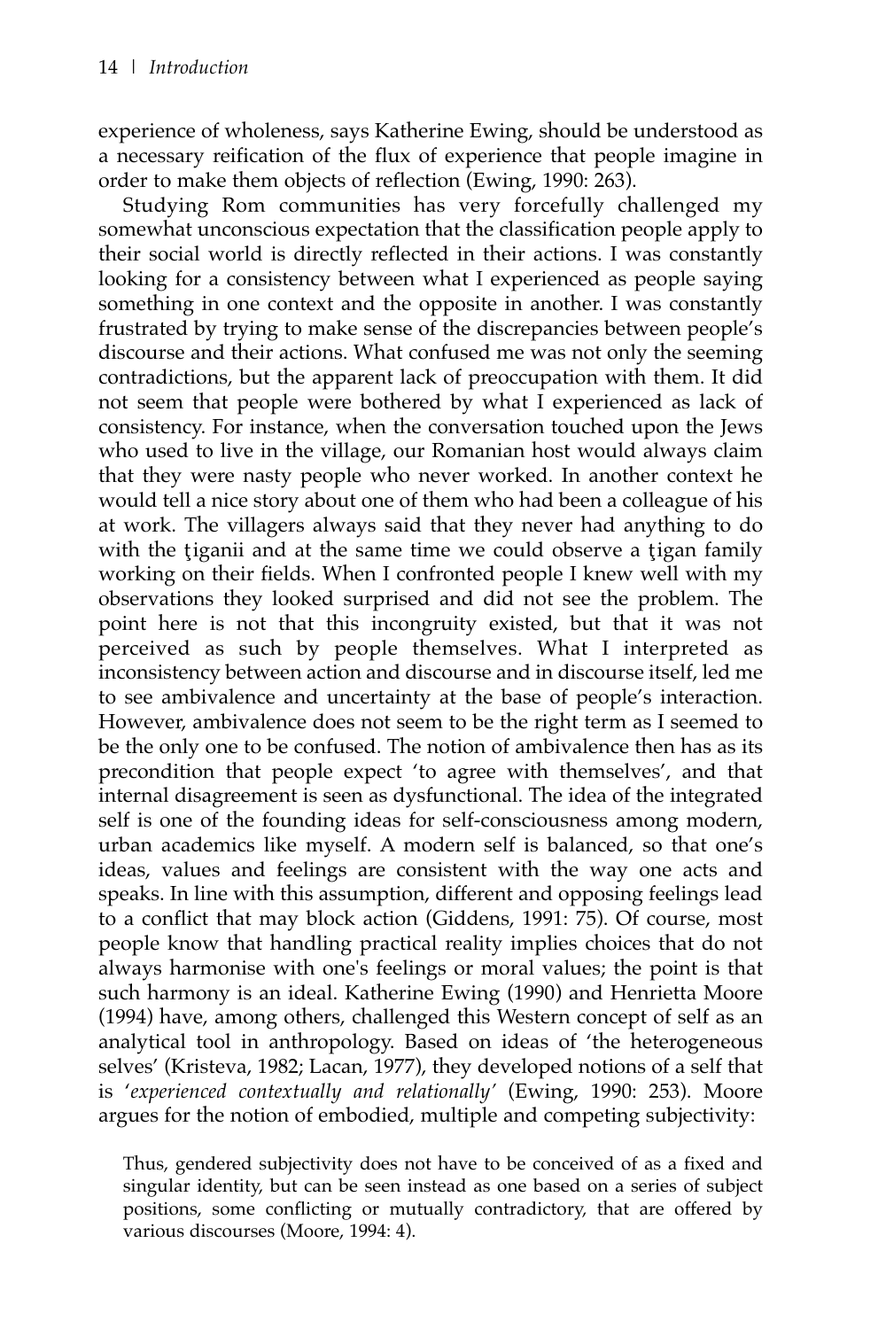experience of wholeness, says Katherine Ewing, should be understood as a necessary reification of the flux of experience that people imagine in order to make them objects of reflection (Ewing, 1990: 263).

Studying Rom communities has very forcefully challenged my somewhat unconscious expectation that the classification people apply to their social world is directly reflected in their actions. I was constantly looking for a consistency between what I experienced as people saying something in one context and the opposite in another. I was constantly frustrated by trying to make sense of the discrepancies between people's discourse and their actions. What confused me was not only the seeming contradictions, but the apparent lack of preoccupation with them. It did not seem that people were bothered by what I experienced as lack of consistency. For instance, when the conversation touched upon the Jews who used to live in the village, our Romanian host would always claim that they were nasty people who never worked. In another context he would tell a nice story about one of them who had been a colleague of his at work. The villagers always said that they never had anything to do with the ţiganii and at the same time we could observe a ţigan family working on their fields. When I confronted people I knew well with my observations they looked surprised and did not see the problem. The point here is not that this incongruity existed, but that it was not perceived as such by people themselves. What I interpreted as inconsistency between action and discourse and in discourse itself, led me to see ambivalence and uncertainty at the base of people's interaction. However, ambivalence does not seem to be the right term as I seemed to be the only one to be confused. The notion of ambivalence then has as its precondition that people expect 'to agree with themselves', and that internal disagreement is seen as dysfunctional. The idea of the integrated self is one of the founding ideas for self-consciousness among modern, urban academics like myself. A modern self is balanced, so that one's ideas, values and feelings are consistent with the way one acts and speaks. In line with this assumption, different and opposing feelings lead to a conflict that may block action (Giddens, 1991: 75). Of course, most people know that handling practical reality implies choices that do not always harmonise with one's feelings or moral values; the point is that such harmony is an ideal. Katherine Ewing (1990) and Henrietta Moore (1994) have, among others, challenged this Western concept of self as an analytical tool in anthropology. Based on ideas of 'the heterogeneous selves' (Kristeva, 1982; Lacan, 1977), they developed notions of a self that is '*experienced contextually and relationally*' (Ewing, 1990: 253). Moore argues for the notion of embodied, multiple and competing subjectivity:

> Thus, gendered subjectivity does not have to be conceived of as a fixed and singular identity, but can be seen instead as one based on a series of subject positions, some conflicting or mutually contradictory, that are offered by various discourses (Moore, 1994: 4).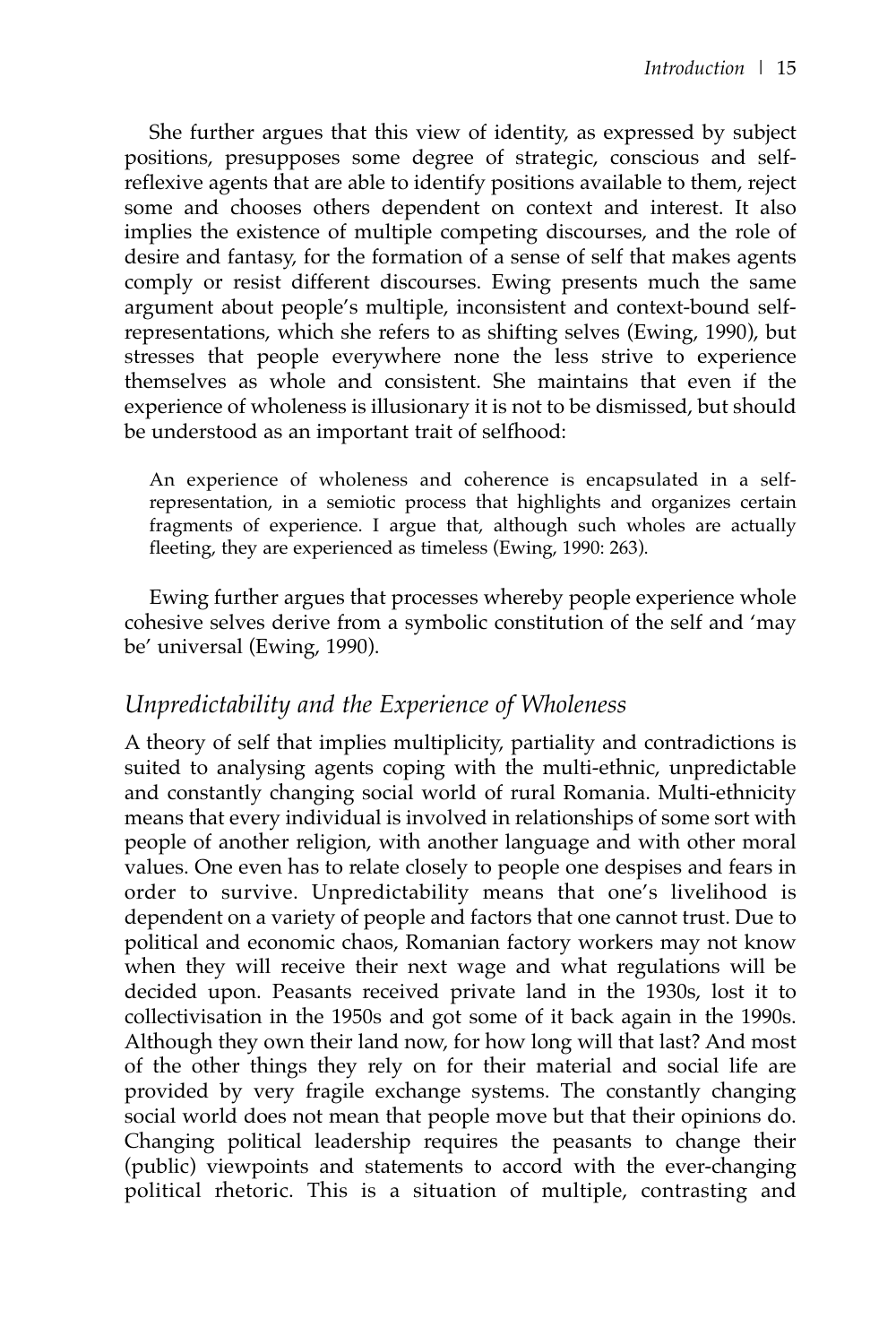She further argues that this view of identity, as expressed by subject positions, presupposes some degree of strategic, conscious and self-reflexive agents that are able to identify positions available to them, reject some and chooses others dependent on context and interest. It also implies the existence of multiple competing discourses, and the role of desire and fantasy, for the formation of a sense of self that makes agents comply or resist different discourses. Ewing presents much the same argument about people's multiple, inconsistent and context-bound self-representations, which she refers to as shifting selves (Ewing, 1990), but stresses that people everywhere none the less strive to experience themselves as whole and consistent. She maintains that even if the experience of wholeness is illusionary it is not to be dismissed, but should be understood as an important trait of selfhood:

> An experience of wholeness and coherence is encapsulated in a self-representation, in a semiotic process that highlights and organizes certain fragments of experience. I argue that, although such wholes are actually fleeting, they are experienced as timeless (Ewing, 1990: 263).

Ewing further argues that processes whereby people experience whole cohesive selves derive from a symbolic constitution of the self and 'may be' universal (Ewing, 1990).

## *Unpredictability and the Experience of Wholeness*

A theory of self that implies multiplicity, partiality and contradictions is suited to analysing agents coping with the multi-ethnic, unpredictable and constantly changing social world of rural Romania. Multi-ethnicity means that every individual is involved in relationships of some sort with people of another religion, with another language and with other moral values. One even has to relate closely to people one despises and fears in order to survive. Unpredictability means that one's livelihood is dependent on a variety of people and factors that one cannot trust. Due to political and economic chaos, Romanian factory workers may not know when they will receive their next wage and what regulations will be decided upon. Peasants received private land in the 1930s, lost it to collectivisation in the 1950s and got some of it back again in the 1990s. Although they own their land now, for how long will that last? And most of the other things they rely on for their material and social life are provided by very fragile exchange systems. The constantly changing social world does not mean that people move but that their opinions do. Changing political leadership requires the peasants to change their (public) viewpoints and statements to accord with the ever-changing political rhetoric. This is a situation of multiple, contrasting and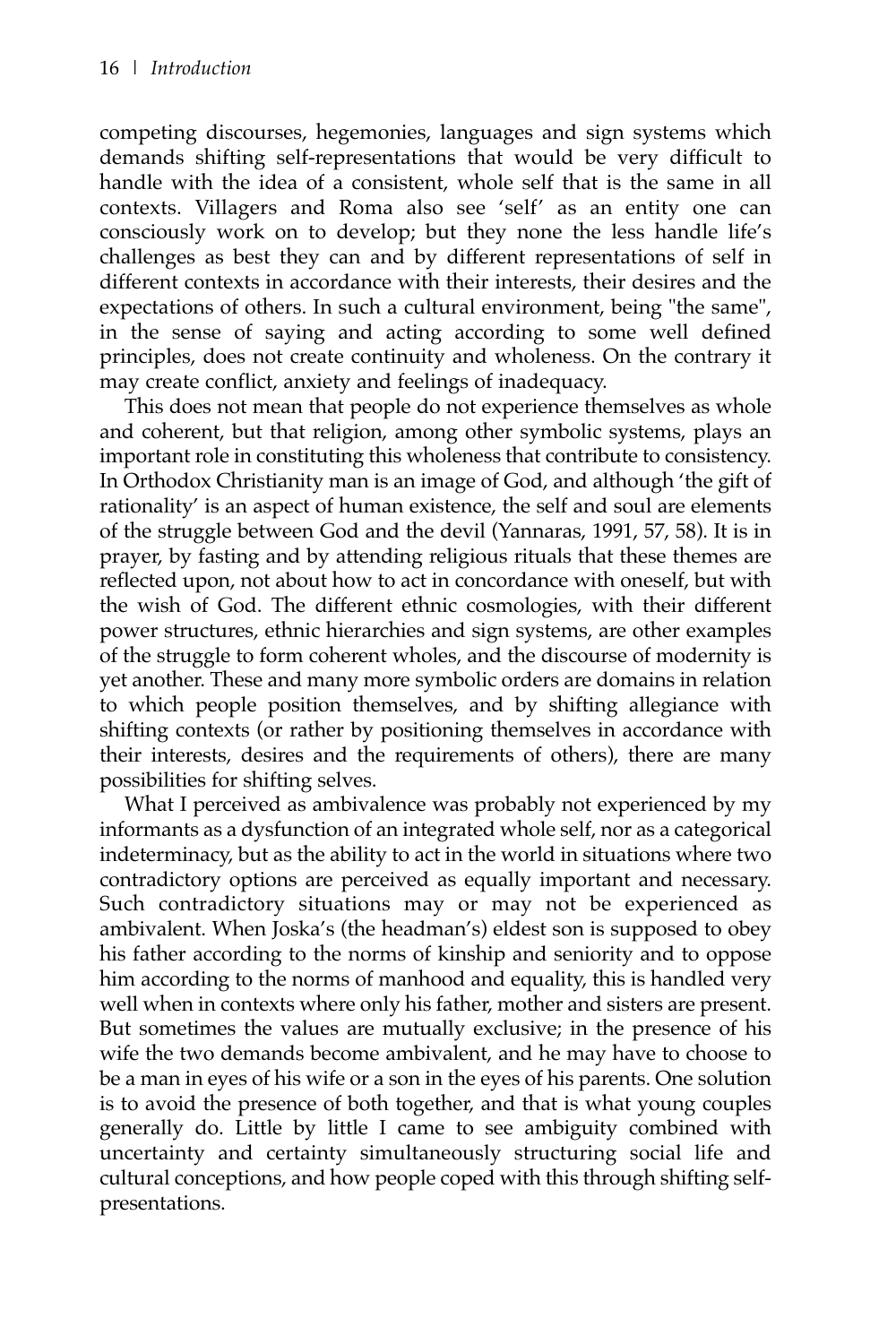competing discourses, hegemonies, languages and sign systems which demands shifting self-representations that would be very difficult to handle with the idea of a consistent, whole self that is the same in all contexts. Villagers and Roma also see 'self' as an entity one can consciously work on to develop; but they none the less handle life's challenges as best they can and by different representations of self in different contexts in accordance with their interests, their desires and the expectations of others. In such a cultural environment, being "the same", in the sense of saying and acting according to some well defined principles, does not create continuity and wholeness. On the contrary it may create conflict, anxiety and feelings of inadequacy.

This does not mean that people do not experience themselves as whole and coherent, but that religion, among other symbolic systems, plays an important role in constituting this wholeness that contribute to consistency. In Orthodox Christianity man is an image of God, and although 'the gift of rationality' is an aspect of human existence, the self and soul are elements of the struggle between God and the devil (Yannaras, 1991, 57, 58). It is in prayer, by fasting and by attending religious rituals that these themes are reflected upon, not about how to act in concordance with oneself, but with the wish of God. The different ethnic cosmologies, with their different power structures, ethnic hierarchies and sign systems, are other examples of the struggle to form coherent wholes, and the discourse of modernity is yet another. These and many more symbolic orders are domains in relation to which people position themselves, and by shifting allegiance with shifting contexts (or rather by positioning themselves in accordance with their interests, desires and the requirements of others), there are many possibilities for shifting selves.

What I perceived as ambivalence was probably not experienced by my informants as a dysfunction of an integrated whole self, nor as a categorical indeterminacy, but as the ability to act in the world in situations where two contradictory options are perceived as equally important and necessary. Such contradictory situations may or may not be experienced as ambivalent. When Joska's (the headman's) eldest son is supposed to obey his father according to the norms of kinship and seniority and to oppose him according to the norms of manhood and equality, this is handled very well when in contexts where only his father, mother and sisters are present. But sometimes the values are mutually exclusive; in the presence of his wife the two demands become ambivalent, and he may have to choose to be a man in eyes of his wife or a son in the eyes of his parents. One solution is to avoid the presence of both together, and that is what young couples generally do. Little by little I came to see ambiguity combined with uncertainty and certainty simultaneously structuring social life and cultural conceptions, and how people coped with this through shifting self-presentations.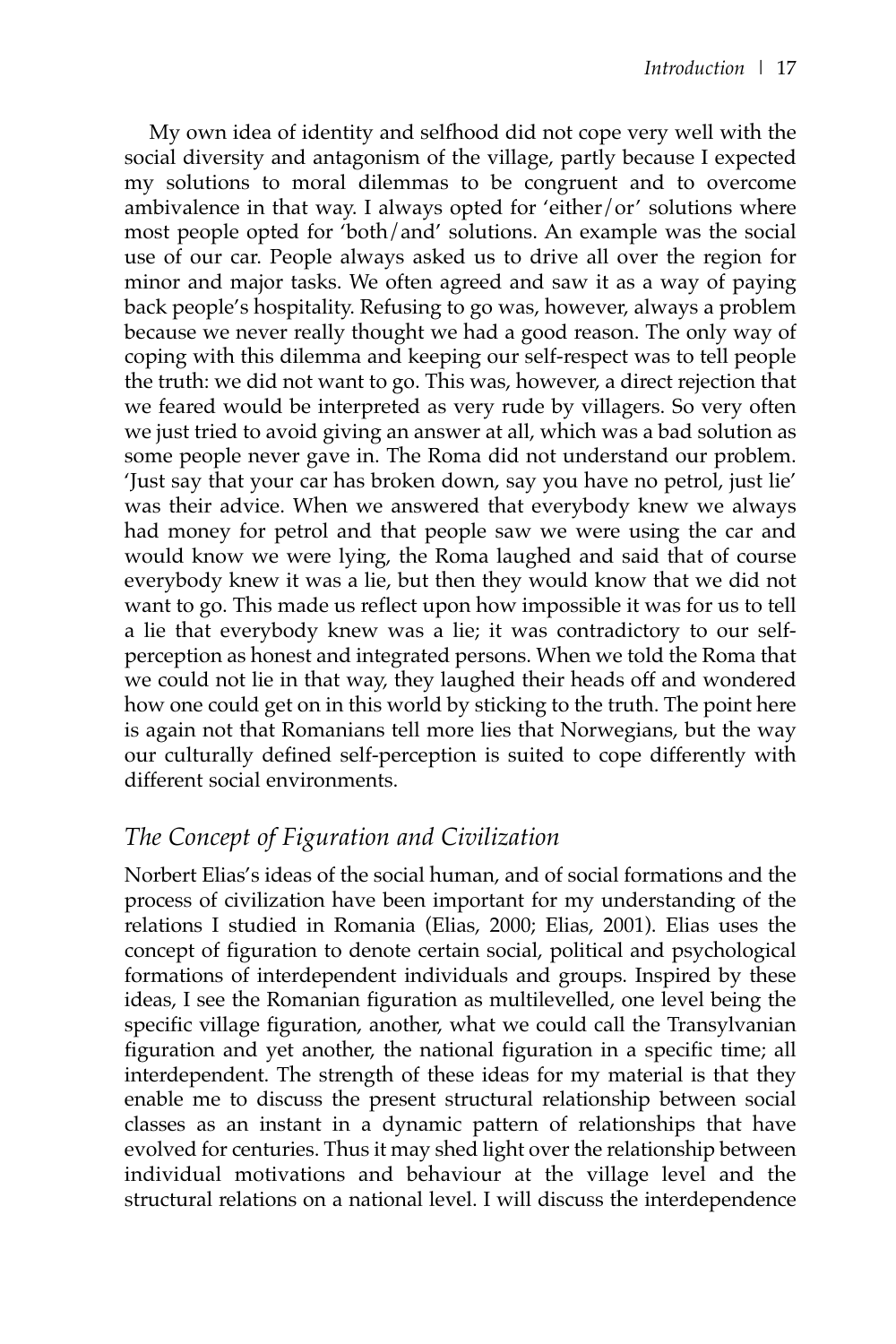My own idea of identity and selfhood did not cope very well with the social diversity and antagonism of the village, partly because I expected my solutions to moral dilemmas to be congruent and to overcome ambivalence in that way. I always opted for 'either/or' solutions where most people opted for 'both/and' solutions. An example was the social use of our car. People always asked us to drive all over the region for minor and major tasks. We often agreed and saw it as a way of paying back people's hospitality. Refusing to go was, however, always a problem because we never really thought we had a good reason. The only way of coping with this dilemma and keeping our self-respect was to tell people the truth: we did not want to go. This was, however, a direct rejection that we feared would be interpreted as very rude by villagers. So very often we just tried to avoid giving an answer at all, which was a bad solution as some people never gave in. The Roma did not understand our problem. 'Just say that your car has broken down, say you have no petrol, just lie' was their advice. When we answered that everybody knew we always had money for petrol and that people saw we were using the car and would know we were lying, the Roma laughed and said that of course everybody knew it was a lie, but then they would know that we did not want to go. This made us reflect upon how impossible it was for us to tell a lie that everybody knew was a lie; it was contradictory to our self-perception as honest and integrated persons. When we told the Roma that we could not lie in that way, they laughed their heads off and wondered how one could get on in this world by sticking to the truth. The point here is again not that Romanians tell more lies that Norwegians, but the way our culturally defined self-perception is suited to cope differently with different social environments.

## The Concept of Figuration and Civilization

Norbert Elias's ideas of the social human, and of social formations and the process of civilization have been important for my understanding of the relations I studied in Romania (Elias, 2000; Elias, 2001). Elias uses the concept of figuration to denote certain social, political and psychological formations of interdependent individuals and groups. Inspired by these ideas, I see the Romanian figuration as multilevelled, one level being the specific village figuration, another, what we could call the Transylvanian figuration and yet another, the national figuration in a specific time; all interdependent. The strength of these ideas for my material is that they enable me to discuss the present structural relationship between social classes as an instant in a dynamic pattern of relationships that have evolved for centuries. Thus it may shed light over the relationship between individual motivations and behaviour at the village level and the structural relations on a national level. I will discuss the interdependence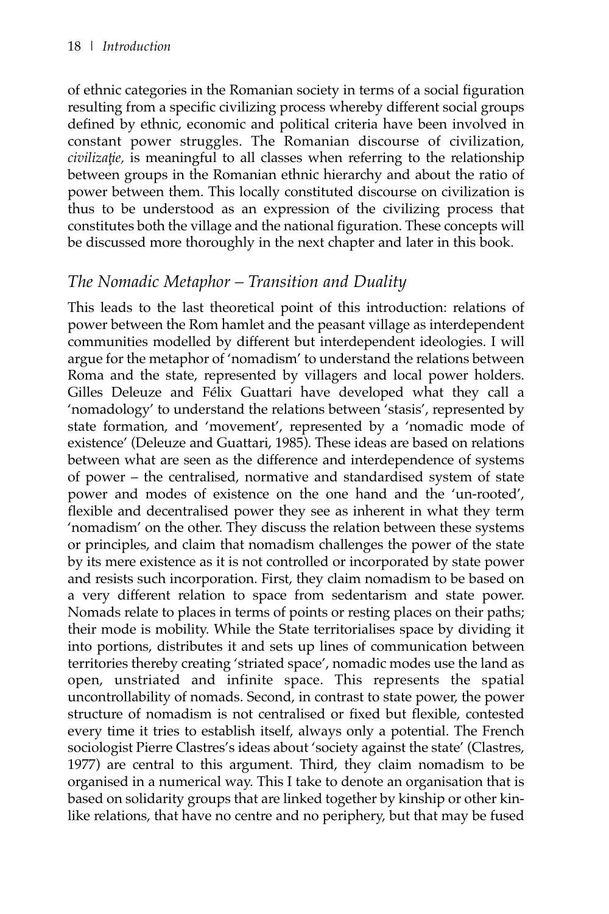of ethnic categories in the Romanian society in terms of a social figuration resulting from a specific civilizing process whereby different social groups defined by ethnic, economic and political criteria have been involved in constant power struggles. The Romanian discourse of civilization, *civilizaţie,* is meaningful to all classes when referring to the relationship between groups in the Romanian ethnic hierarchy and about the ratio of power between them. This locally constituted discourse on civilization is thus to be understood as an expression of the civilizing process that constitutes both the village and the national figuration. These concepts will be discussed more thoroughly in the next chapter and later in this book.

## *The Nomadic Metaphor – Transition and Duality*

This leads to the last theoretical point of this introduction: relations of power between the Rom hamlet and the peasant village as interdependent communities modelled by different but interdependent ideologies. I will argue for the metaphor of 'nomadism' to understand the relations between Roma and the state, represented by villagers and local power holders. Gilles Deleuze and Félix Guattari have developed what they call a 'nomadology' to understand the relations between 'stasis', represented by state formation, and 'movement', represented by a 'nomadic mode of existence' (Deleuze and Guattari, 1985). These ideas are based on relations between what are seen as the difference and interdependence of systems of power – the centralised, normative and standardised system of state power and modes of existence on the one hand and the 'un-rooted', flexible and decentralised power they see as inherent in what they term 'nomadism' on the other. They discuss the relation between these systems or principles, and claim that nomadism challenges the power of the state by its mere existence as it is not controlled or incorporated by state power and resists such incorporation. First, they claim nomadism to be based on a very different relation to space from sedentarism and state power. Nomads relate to places in terms of points or resting places on their paths; their mode is mobility. While the State territorialises space by dividing it into portions, distributes it and sets up lines of communication between territories thereby creating 'striated space', nomadic modes use the land as open, unstriated and infinite space. This represents the spatial uncontrollability of nomads. Second, in contrast to state power, the power structure of nomadism is not centralised or fixed but flexible, contested every time it tries to establish itself, always only a potential. The French sociologist Pierre Clastres's ideas about 'society against the state' (Clastres, 1977) are central to this argument. Third, they claim nomadism to be organised in a numerical way. This I take to denote an organisation that is based on solidarity groups that are linked together by kinship or other kin-like relations, that have no centre and no periphery, but that may be fused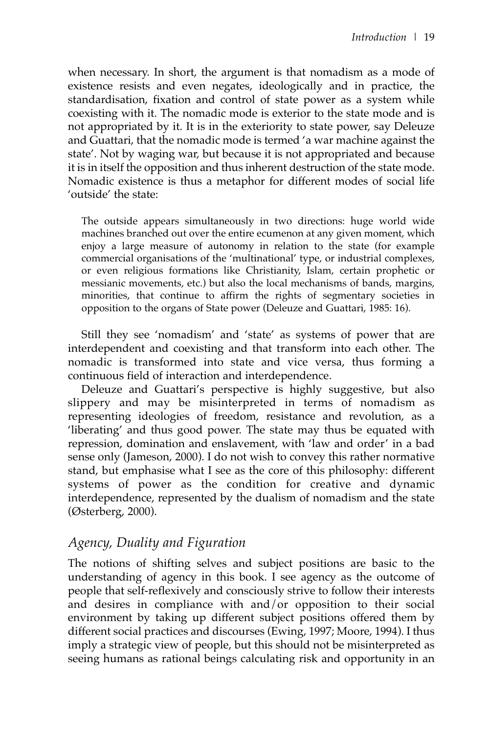when necessary. In short, the argument is that nomadism as a mode of existence resists and even negates, ideologically and in practice, the standardisation, fixation and control of state power as a system while coexisting with it. The nomadic mode is exterior to the state mode and is not appropriated by it. It is in the exteriority to state power, say Deleuze and Guattari, that the nomadic mode is termed 'a war machine against the state'. Not by waging war, but because it is not appropriated and because it is in itself the opposition and thus inherent destruction of the state mode. Nomadic existence is thus a metaphor for different modes of social life 'outside' the state:

> The outside appears simultaneously in two directions: huge world wide machines branched out over the entire ecumenon at any given moment, which enjoy a large measure of autonomy in relation to the state (for example commercial organisations of the 'multinational' type, or industrial complexes, or even religious formations like Christianity, Islam, certain prophetic or messianic movements, etc.) but also the local mechanisms of bands, margins, minorities, that continue to affirm the rights of segmentary societies in opposition to the organs of State power (Deleuze and Guattari, 1985: 16).

Still they see 'nomadism' and 'state' as systems of power that are interdependent and coexisting and that transform into each other. The nomadic is transformed into state and vice versa, thus forming a continuous field of interaction and interdependence.

Deleuze and Guattari's perspective is highly suggestive, but also slippery and may be misinterpreted in terms of nomadism as representing ideologies of freedom, resistance and revolution, as a 'liberating' and thus good power. The state may thus be equated with repression, domination and enslavement, with 'law and order' in a bad sense only (Jameson, 2000). I do not wish to convey this rather normative stand, but emphasise what I see as the core of this philosophy: different systems of power as the condition for creative and dynamic interdependence, represented by the dualism of nomadism and the state (Østerberg, 2000).

## *Agency, Duality and Figuration*

The notions of shifting selves and subject positions are basic to the understanding of agency in this book. I see agency as the outcome of people that self-reflexively and consciously strive to follow their interests and desires in compliance with and/or opposition to their social environment by taking up different subject positions offered them by different social practices and discourses (Ewing, 1997; Moore, 1994). I thus imply a strategic view of people, but this should not be misinterpreted as seeing humans as rational beings calculating risk and opportunity in an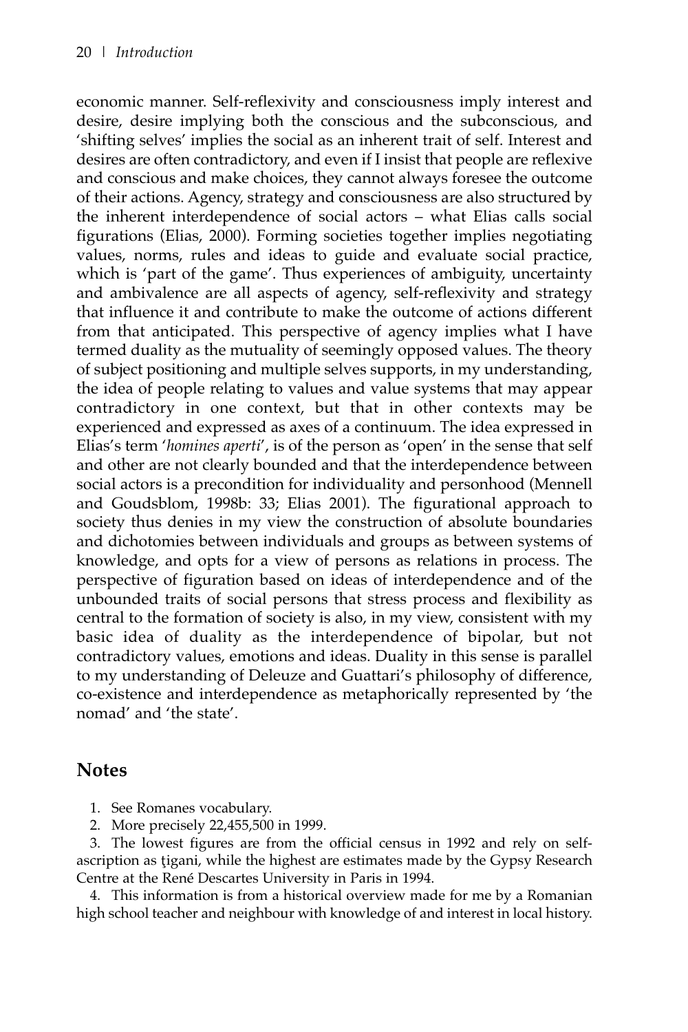economic manner. Self-reflexivity and consciousness imply interest and desire, desire implying both the conscious and the subconscious, and 'shifting selves' implies the social as an inherent trait of self. Interest and desires are often contradictory, and even if I insist that people are reflexive and conscious and make choices, they cannot always foresee the outcome of their actions. Agency, strategy and consciousness are also structured by the inherent interdependence of social actors – what Elias calls social figurations (Elias, 2000). Forming societies together implies negotiating values, norms, rules and ideas to guide and evaluate social practice, which is 'part of the game'. Thus experiences of ambiguity, uncertainty and ambivalence are all aspects of agency, self-reflexivity and strategy that influence it and contribute to make the outcome of actions different from that anticipated. This perspective of agency implies what I have termed duality as the mutuality of seemingly opposed values. The theory of subject positioning and multiple selves supports, in my understanding, the idea of people relating to values and value systems that may appear contradictory in one context, but that in other contexts may be experienced and expressed as axes of a continuum. The idea expressed in Elias's term '*homines aperti*', is of the person as 'open' in the sense that self and other are not clearly bounded and that the interdependence between social actors is a precondition for individuality and personhood (Mennell and Goudsblom, 1998b: 33; Elias 2001). The figurational approach to society thus denies in my view the construction of absolute boundaries and dichotomies between individuals and groups as between systems of knowledge, and opts for a view of persons as relations in process. The perspective of figuration based on ideas of interdependence and of the unbounded traits of social persons that stress process and flexibility as central to the formation of society is also, in my view, consistent with my basic idea of duality as the interdependence of bipolar, but not contradictory values, emotions and ideas. Duality in this sense is parallel to my understanding of Deleuze and Guattari's philosophy of difference, co-existence and interdependence as metaphorically represented by 'the nomad' and 'the state'.

## Notes

1. See Romanes vocabulary.
2. More precisely 22,455,500 in 1999.
3. The lowest figures are from the official census in 1992 and rely on self-ascription as ţigani, while the highest are estimates made by the Gypsy Research Centre at the René Descartes University in Paris in 1994.
4. This information is from a historical overview made for me by a Romanian high school teacher and neighbour with knowledge of and interest in local history.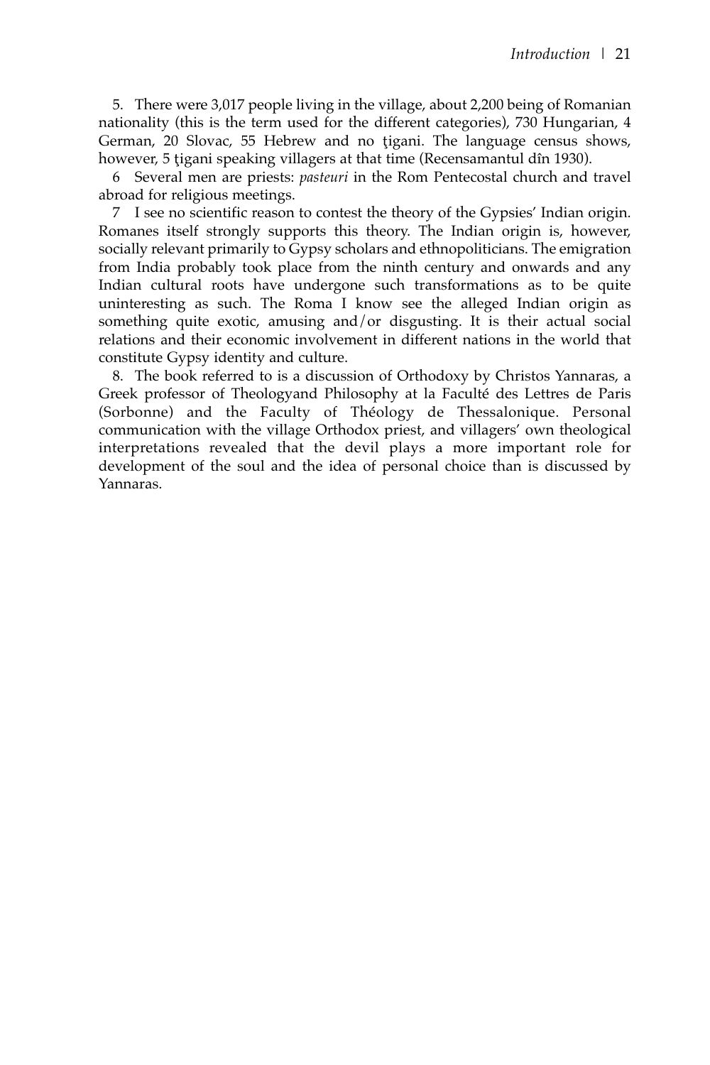5. There were 3,017 people living in the village, about 2,200 being of Romanian nationality (this is the term used for the different categories), 730 Hungarian, 4 German, 20 Slovac, 55 Hebrew and no ţigani. The language census shows, however, 5 ţigani speaking villagers at that time (Recensamantul dîn 1930).

6 Several men are priests: *pasteuri* in the Rom Pentecostal church and travel abroad for religious meetings.

7 I see no scientific reason to contest the theory of the Gypsies' Indian origin. Romanes itself strongly supports this theory. The Indian origin is, however, socially relevant primarily to Gypsy scholars and ethnopoliticians. The emigration from India probably took place from the ninth century and onwards and any Indian cultural roots have undergone such transformations as to be quite uninteresting as such. The Roma I know see the alleged Indian origin as something quite exotic, amusing and/or disgusting. It is their actual social relations and their economic involvement in different nations in the world that constitute Gypsy identity and culture.

8. The book referred to is a discussion of Orthodoxy by Christos Yannaras, a Greek professor of Theologyand Philosophy at la Faculté des Lettres de Paris (Sorbonne) and the Faculty of Théology de Thessalonique. Personal communication with the village Orthodox priest, and villagers' own theological interpretations revealed that the devil plays a more important role for development of the soul and the idea of personal choice than is discussed by Yannaras.